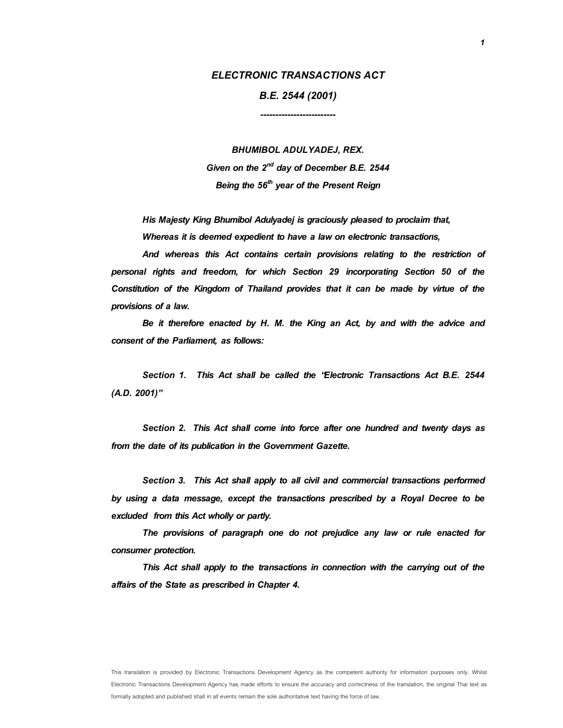# *ELECTRONIC TRANSACTIONS ACT*

## *B.E. 2544 (2001)*

*-------------------------*

***BHUMIBOL ADULYADEJ, REX.***

***Given on the 2nd day of December B.E. 2544***

***Being the 56th year of the Present Reign***

***His Majesty King Bhumibol Adulyadej is graciously pleased to proclaim that,***

***Whereas it is deemed expedient to have a law on electronic transactions,***

***And whereas this Act contains certain provisions relating to the restriction of personal rights and freedom, for which Section 29 incorporating Section 50 of the Constitution of the Kingdom of Thailand provides that it can be made by virtue of the provisions of a law.***

***Be it therefore enacted by H. M. the King an Act, by and with the advice and consent of the Parliament, as follows:***

***Section 1. This Act shall be called the "Electronic Transactions Act B.E. 2544 (A.D. 2001)"***

***Section 2. This Act shall come into force after one hundred and twenty days as from the date of its publication in the Government Gazette.***

***Section 3. This Act shall apply to all civil and commercial transactions performed by using a data message, except the transactions prescribed by a Royal Decree to be excluded from this Act wholly or partly.***

***The provisions of paragraph one do not prejudice any law or rule enacted for consumer protection.***

***This Act shall apply to the transactions in connection with the carrying out of the affairs of the State as prescribed in Chapter 4.***

This translation is provided by Electronic Transactions Development Agency as the competent authority for information purposes only. Whilst Electronic Transactions Development Agency has made efforts to ensure the accuracy and correctness of the translation, the original Thai text as formally adopted and published shall in all events remain the sole authoritative text having the force of law.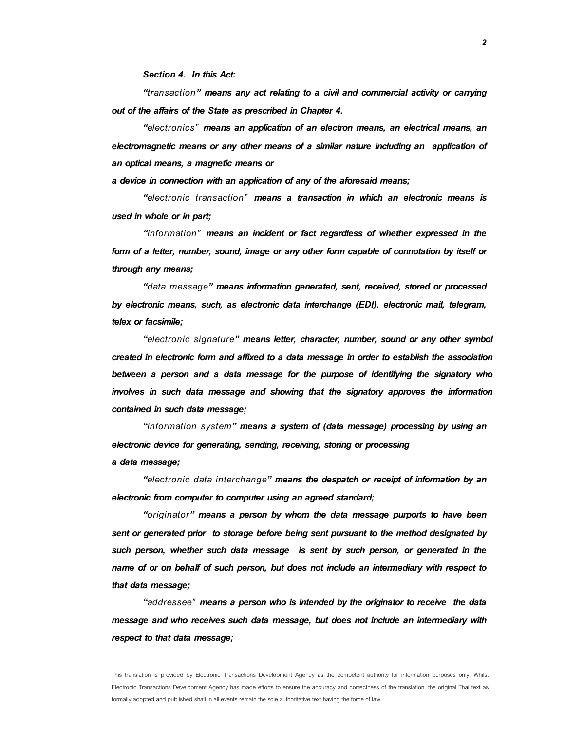*Section 4. In this Act:*

*"transaction" **means any act relating to a civil and commercial activity or carrying out of the affairs of the State as prescribed in Chapter 4.***

*"electronics" **means an application of an electron means, an electrical means, an electromagnetic means or any other means of a similar nature including an application of an optical means, a magnetic means or a device in connection with an application of any of the aforesaid means;***

*"electronic transaction" **means a transaction in which an electronic means is used in whole or in part;***

*"information" **means an incident or fact regardless of whether expressed in the form of a letter, number, sound, image or any other form capable of connotation by itself or through any means;***

*"data message" **means information generated, sent, received, stored or processed by electronic means, such, as electronic data interchange (EDI), electronic mail, telegram, telex or facsimile;***

*"electronic signature" **means letter, character, number, sound or any other symbol created in electronic form and affixed to a data message in order to establish the association between a person and a data message for the purpose of identifying the signatory who involves in such data message and showing that the signatory approves the information contained in such data message;***

*"information system" **means a system of (data message) processing by using an electronic device for generating, sending, receiving, storing or processing a data message;***

*"electronic data interchange" **means the despatch or receipt of information by an electronic from computer to computer using an agreed standard;***

*"originator" **means a person by whom the data message purports to have been sent or generated prior to storage before being sent pursuant to the method designated by such person, whether such data message is sent by such person, or generated in the name of or on behalf of such person, but does not include an intermediary with respect to that data message;***

*"addressee" **means a person who is intended by the originator to receive the data message and who receives such data message, but does not include an intermediary with respect to that data message;***

This translation is provided by Electronic Transactions Development Agency as the competent authority for information purposes only. Whilst Electronic Transactions Development Agency has made efforts to ensure the accuracy and correctness of the translation, the original Thai text as formally adopted and published shall in all events remain the sole authoritative text having the force of law.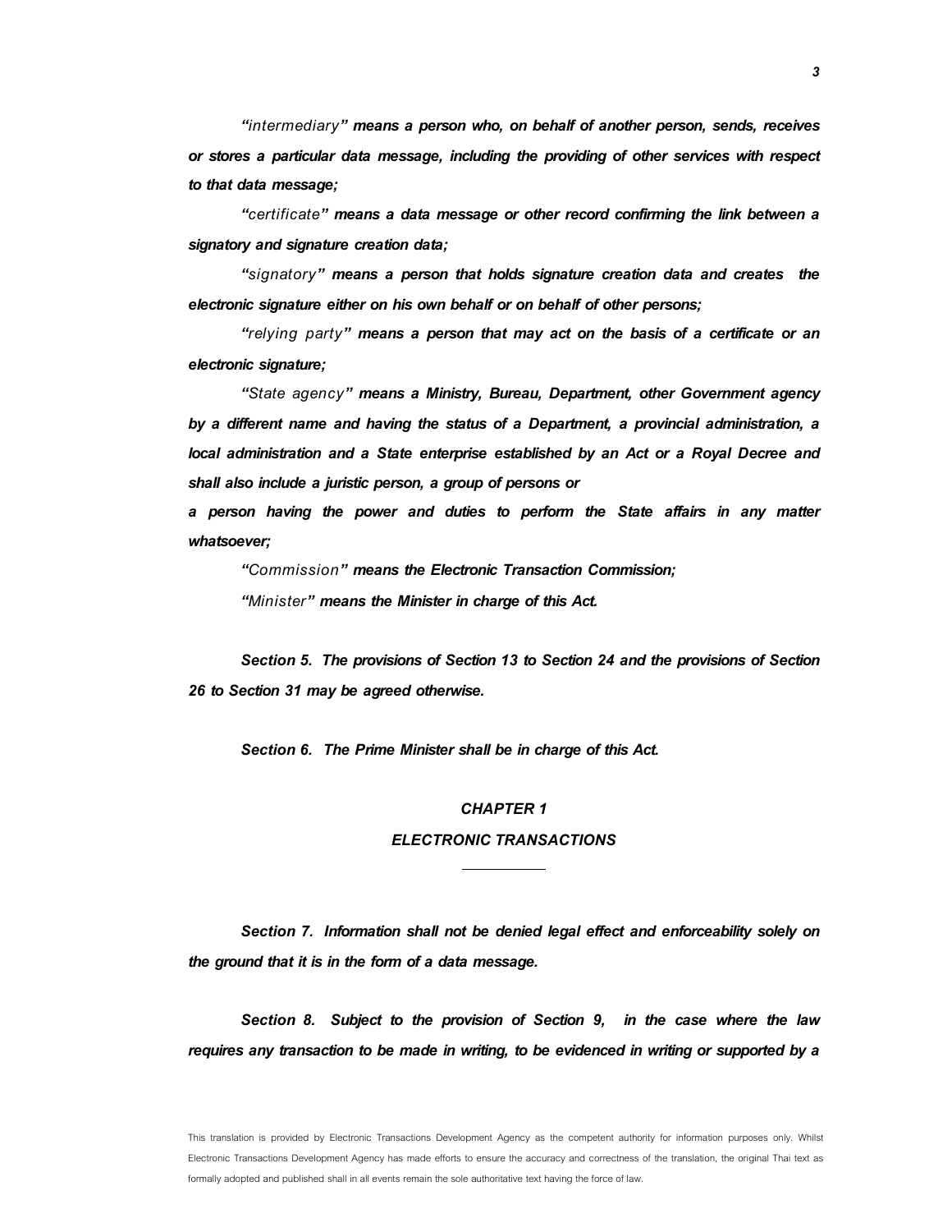*"intermediary"* ***means a person who, on behalf of another person, sends, receives or stores a particular data message, including the providing of other services with respect to that data message;***

*"certificate"* ***means a data message or other record confirming the link between a signatory and signature creation data;***

*"signatory"* ***means a person that holds signature creation data and creates the electronic signature either on his own behalf or on behalf of other persons;***

*"relying party"* ***means a person that may act on the basis of a certificate or an electronic signature;***

*"State agency"* ***means a Ministry, Bureau, Department, other Government agency by a different name and having the status of a Department, a provincial administration, a local administration and a State enterprise established by an Act or a Royal Decree and shall also include a juristic person, a group of persons or a person having the power and duties to perform the State affairs in any matter whatsoever;***

*"Commission"* ***means the Electronic Transaction Commission;***

*"Minister"* ***means the Minister in charge of this Act.***

***Section 5. The provisions of Section 13 to Section 24 and the provisions of Section 26 to Section 31 may be agreed otherwise.***

***Section 6. The Prime Minister shall be in charge of this Act.***

## CHAPTER 1
## ELECTRONIC TRANSACTIONS

***Section 7. Information shall not be denied legal effect and enforceability solely on the ground that it is in the form of a data message.***

***Section 8. Subject to the provision of Section 9, in the case where the law requires any transaction to be made in writing, to be evidenced in writing or supported by a***

This translation is provided by Electronic Transactions Development Agency as the competent authority for information purposes only. Whilst Electronic Transactions Development Agency has made efforts to ensure the accuracy and correctness of the translation, the original Thai text as formally adopted and published shall in all events remain the sole authoritative text having the force of law.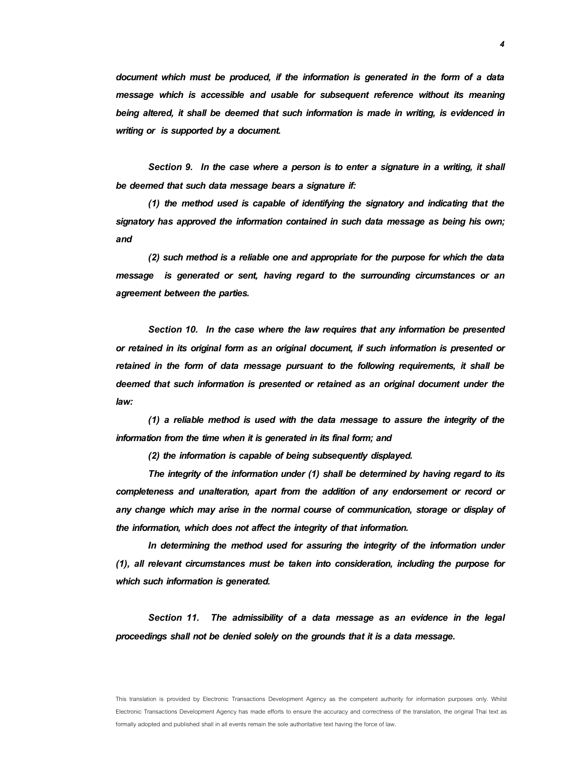*document which must be produced, if the information is generated in the form of a data message which is accessible and usable for subsequent reference without its meaning being altered, it shall be deemed that such information is made in writing, is evidenced in writing or is supported by a document.*

*Section 9. In the case where a person is to enter a signature in a writing, it shall be deemed that such data message bears a signature if:*

*(1) the method used is capable of identifying the signatory and indicating that the signatory has approved the information contained in such data message as being his own; and*

*(2) such method is a reliable one and appropriate for the purpose for which the data message is generated or sent, having regard to the surrounding circumstances or an agreement between the parties.*

*Section 10. In the case where the law requires that any information be presented or retained in its original form as an original document, if such information is presented or retained in the form of data message pursuant to the following requirements, it shall be deemed that such information is presented or retained as an original document under the law:*

*(1) a reliable method is used with the data message to assure the integrity of the information from the time when it is generated in its final form; and*

*(2) the information is capable of being subsequently displayed.*

*The integrity of the information under (1) shall be determined by having regard to its completeness and unalteration, apart from the addition of any endorsement or record or any change which may arise in the normal course of communication, storage or display of the information, which does not affect the integrity of that information.*

*In determining the method used for assuring the integrity of the information under (1), all relevant circumstances must be taken into consideration, including the purpose for which such information is generated.*

*Section 11. The admissibility of a data message as an evidence in the legal proceedings shall not be denied solely on the grounds that it is a data message.*

This translation is provided by Electronic Transactions Development Agency as the competent authority for information purposes only. Whilst Electronic Transactions Development Agency has made efforts to ensure the accuracy and correctness of the translation, the original Thai text as formally adopted and published shall in all events remain the sole authoritative text having the force of law.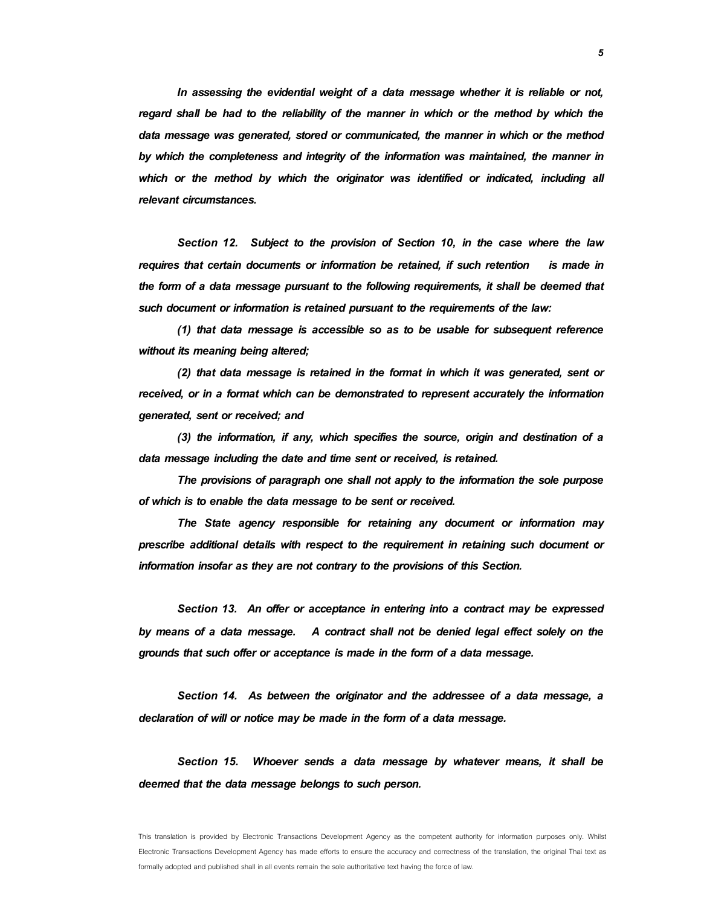*In assessing the evidential weight of a data message whether it is reliable or not, regard shall be had to the reliability of the manner in which or the method by which the data message was generated, stored or communicated, the manner in which or the method by which the completeness and integrity of the information was maintained, the manner in which or the method by which the originator was identified or indicated, including all relevant circumstances.*

*Section 12. Subject to the provision of Section 10, in the case where the law requires that certain documents or information be retained, if such retention is made in the form of a data message pursuant to the following requirements, it shall be deemed that such document or information is retained pursuant to the requirements of the law:*

*(1) that data message is accessible so as to be usable for subsequent reference without its meaning being altered;*

*(2) that data message is retained in the format in which it was generated, sent or received, or in a format which can be demonstrated to represent accurately the information generated, sent or received; and*

*(3) the information, if any, which specifies the source, origin and destination of a data message including the date and time sent or received, is retained.*

*The provisions of paragraph one shall not apply to the information the sole purpose of which is to enable the data message to be sent or received.*

*The State agency responsible for retaining any document or information may prescribe additional details with respect to the requirement in retaining such document or information insofar as they are not contrary to the provisions of this Section.*

*Section 13. An offer or acceptance in entering into a contract may be expressed by means of a data message. A contract shall not be denied legal effect solely on the grounds that such offer or acceptance is made in the form of a data message.*

*Section 14. As between the originator and the addressee of a data message, a declaration of will or notice may be made in the form of a data message.*

*Section 15. Whoever sends a data message by whatever means, it shall be deemed that the data message belongs to such person.*

This translation is provided by Electronic Transactions Development Agency as the competent authority for information purposes only. Whilst Electronic Transactions Development Agency has made efforts to ensure the accuracy and correctness of the translation, the original Thai text as formally adopted and published shall in all events remain the sole authoritative text having the force of law.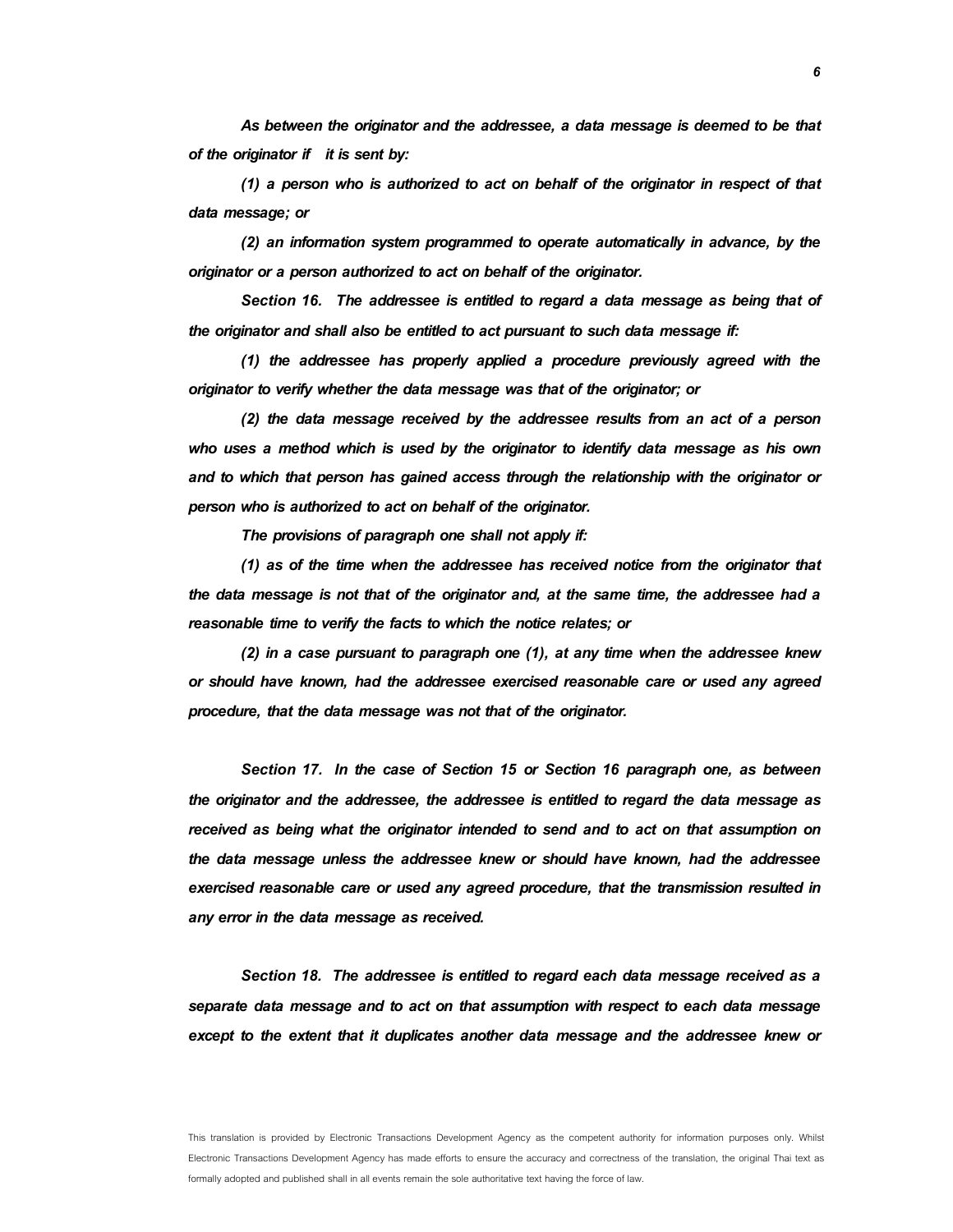As between the originator and the addressee, a data message is deemed to be that of the originator if it is sent by:

(1) a person who is authorized to act on behalf of the originator in respect of that data message; or

(2) an information system programmed to operate automatically in advance, by the originator or a person authorized to act on behalf of the originator.

Section 16. The addressee is entitled to regard a data message as being that of the originator and shall also be entitled to act pursuant to such data message if:

(1) the addressee has properly applied a procedure previously agreed with the originator to verify whether the data message was that of the originator; or

(2) the data message received by the addressee results from an act of a person who uses a method which is used by the originator to identify data message as his own and to which that person has gained access through the relationship with the originator or person who is authorized to act on behalf of the originator.

The provisions of paragraph one shall not apply if:

(1) as of the time when the addressee has received notice from the originator that the data message is not that of the originator and, at the same time, the addressee had a reasonable time to verify the facts to which the notice relates; or

(2) in a case pursuant to paragraph one (1), at any time when the addressee knew or should have known, had the addressee exercised reasonable care or used any agreed procedure, that the data message was not that of the originator.

Section 17. In the case of Section 15 or Section 16 paragraph one, as between the originator and the addressee, the addressee is entitled to regard the data message as received as being what the originator intended to send and to act on that assumption on the data message unless the addressee knew or should have known, had the addressee exercised reasonable care or used any agreed procedure, that the transmission resulted in any error in the data message as received.

Section 18. The addressee is entitled to regard each data message received as a separate data message and to act on that assumption with respect to each data message except to the extent that it duplicates another data message and the addressee knew or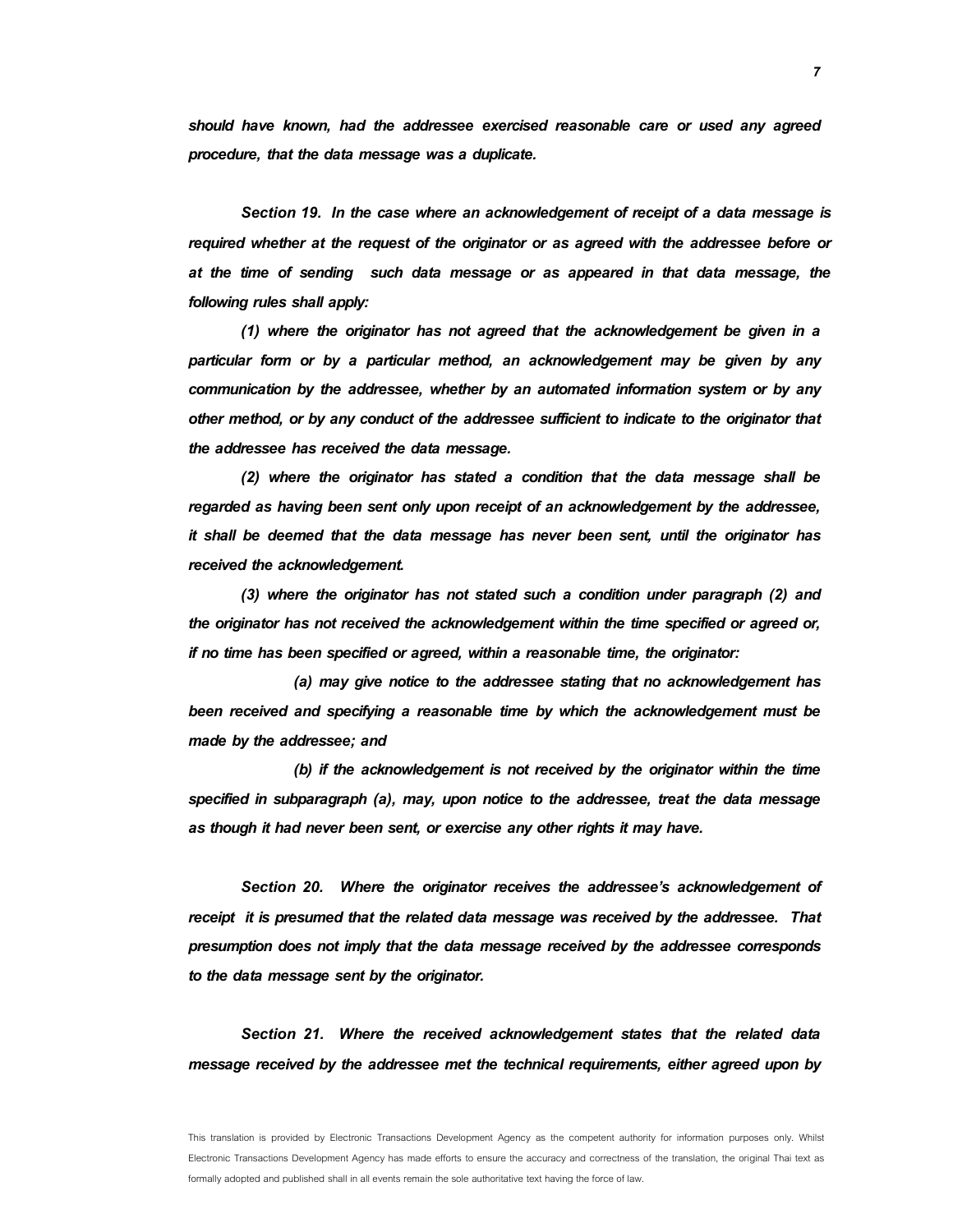*should have known, had the addressee exercised reasonable care or used any agreed procedure, that the data message was a duplicate.*

*Section 19. In the case where an acknowledgement of receipt of a data message is required whether at the request of the originator or as agreed with the addressee before or at the time of sending such data message or as appeared in that data message, the following rules shall apply:*

*(1) where the originator has not agreed that the acknowledgement be given in a particular form or by a particular method, an acknowledgement may be given by any communication by the addressee, whether by an automated information system or by any other method, or by any conduct of the addressee sufficient to indicate to the originator that the addressee has received the data message.*

*(2) where the originator has stated a condition that the data message shall be regarded as having been sent only upon receipt of an acknowledgement by the addressee, it shall be deemed that the data message has never been sent, until the originator has received the acknowledgement.*

*(3) where the originator has not stated such a condition under paragraph (2) and the originator has not received the acknowledgement within the time specified or agreed or, if no time has been specified or agreed, within a reasonable time, the originator:*

*(a) may give notice to the addressee stating that no acknowledgement has been received and specifying a reasonable time by which the acknowledgement must be made by the addressee; and*

*(b) if the acknowledgement is not received by the originator within the time specified in subparagraph (a), may, upon notice to the addressee, treat the data message as though it had never been sent, or exercise any other rights it may have.*

*Section 20. Where the originator receives the addressee's acknowledgement of receipt it is presumed that the related data message was received by the addressee. That presumption does not imply that the data message received by the addressee corresponds to the data message sent by the originator.*

*Section 21. Where the received acknowledgement states that the related data message received by the addressee met the technical requirements, either agreed upon by*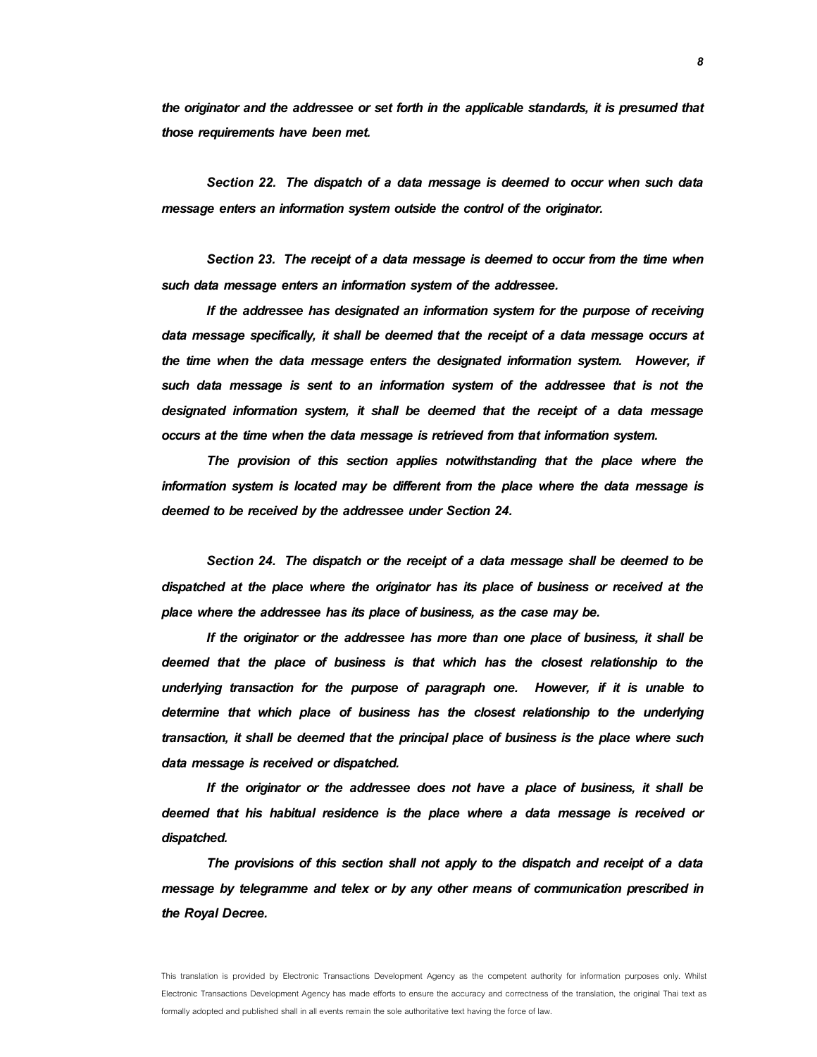*the originator and the addressee or set forth in the applicable standards, it is presumed that those requirements have been met.*

*Section 22. The dispatch of a data message is deemed to occur when such data message enters an information system outside the control of the originator.*

*Section 23. The receipt of a data message is deemed to occur from the time when such data message enters an information system of the addressee.*

*If the addressee has designated an information system for the purpose of receiving data message specifically, it shall be deemed that the receipt of a data message occurs at the time when the data message enters the designated information system. However, if such data message is sent to an information system of the addressee that is not the designated information system, it shall be deemed that the receipt of a data message occurs at the time when the data message is retrieved from that information system.*

*The provision of this section applies notwithstanding that the place where the information system is located may be different from the place where the data message is deemed to be received by the addressee under Section 24.*

*Section 24. The dispatch or the receipt of a data message shall be deemed to be dispatched at the place where the originator has its place of business or received at the place where the addressee has its place of business, as the case may be.*

*If the originator or the addressee has more than one place of business, it shall be deemed that the place of business is that which has the closest relationship to the underlying transaction for the purpose of paragraph one. However, if it is unable to determine that which place of business has the closest relationship to the underlying transaction, it shall be deemed that the principal place of business is the place where such data message is received or dispatched.*

*If the originator or the addressee does not have a place of business, it shall be deemed that his habitual residence is the place where a data message is received or dispatched.*

*The provisions of this section shall not apply to the dispatch and receipt of a data message by telegramme and telex or by any other means of communication prescribed in the Royal Decree.*

This translation is provided by Electronic Transactions Development Agency as the competent authority for information purposes only. Whilst Electronic Transactions Development Agency has made efforts to ensure the accuracy and correctness of the translation, the original Thai text as formally adopted and published shall in all events remain the sole authoritative text having the force of law.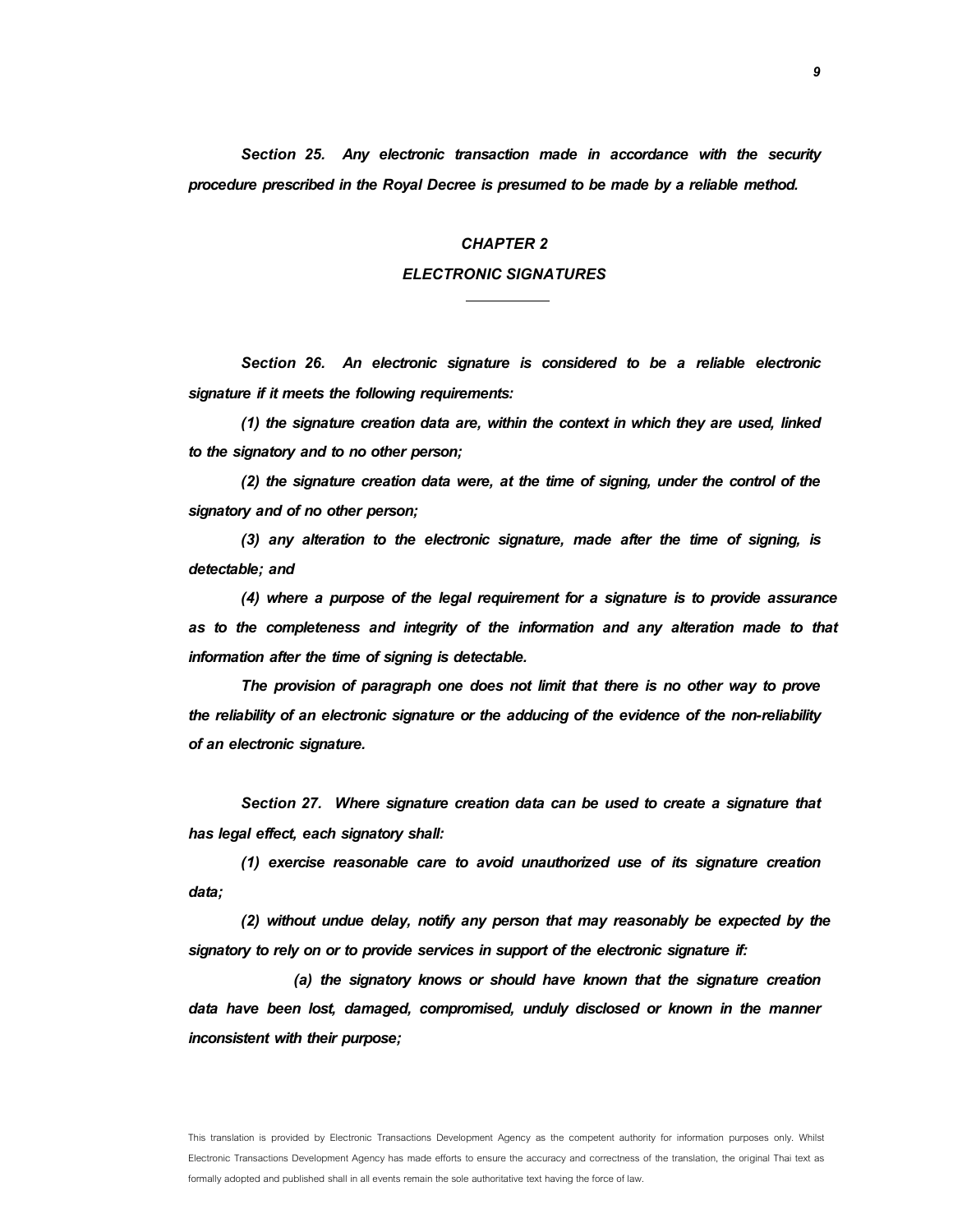*Section 25. Any electronic transaction made in accordance with the security procedure prescribed in the Royal Decree is presumed to be made by a reliable method.*

## *CHAPTER 2*
## *ELECTRONIC SIGNATURES*

*Section 26. An electronic signature is considered to be a reliable electronic signature if it meets the following requirements:*

*(1) the signature creation data are, within the context in which they are used, linked to the signatory and to no other person;*

*(2) the signature creation data were, at the time of signing, under the control of the signatory and of no other person;*

*(3) any alteration to the electronic signature, made after the time of signing, is detectable; and*

*(4) where a purpose of the legal requirement for a signature is to provide assurance as to the completeness and integrity of the information and any alteration made to that information after the time of signing is detectable.*

*The provision of paragraph one does not limit that there is no other way to prove the reliability of an electronic signature or the adducing of the evidence of the non-reliability of an electronic signature.*

*Section 27. Where signature creation data can be used to create a signature that has legal effect, each signatory shall:*

*(1) exercise reasonable care to avoid unauthorized use of its signature creation data;*

*(2) without undue delay, notify any person that may reasonably be expected by the signatory to rely on or to provide services in support of the electronic signature if:*

*(a) the signatory knows or should have known that the signature creation data have been lost, damaged, compromised, unduly disclosed or known in the manner inconsistent with their purpose;*

This translation is provided by Electronic Transactions Development Agency as the competent authority for information purposes only. Whilst Electronic Transactions Development Agency has made efforts to ensure the accuracy and correctness of the translation, the original Thai text as formally adopted and published shall in all events remain the sole authoritative text having the force of law.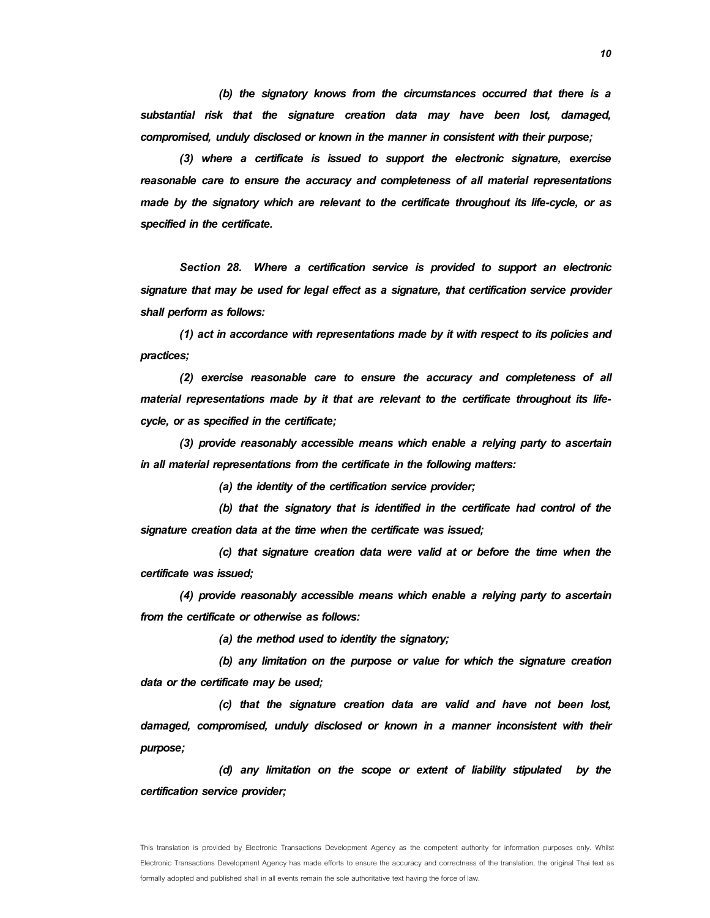*(b) the signatory knows from the circumstances occurred that there is a substantial risk that the signature creation data may have been lost, damaged, compromised, unduly disclosed or known in the manner in consistent with their purpose;*

*(3) where a certificate is issued to support the electronic signature, exercise reasonable care to ensure the accuracy and completeness of all material representations made by the signatory which are relevant to the certificate throughout its life-cycle, or as specified in the certificate.*

*Section 28. Where a certification service is provided to support an electronic signature that may be used for legal effect as a signature, that certification service provider shall perform as follows:*

*(1) act in accordance with representations made by it with respect to its policies and practices;*

*(2) exercise reasonable care to ensure the accuracy and completeness of all material representations made by it that are relevant to the certificate throughout its life-cycle, or as specified in the certificate;*

*(3) provide reasonably accessible means which enable a relying party to ascertain in all material representations from the certificate in the following matters:*

*(a) the identity of the certification service provider;*

*(b) that the signatory that is identified in the certificate had control of the signature creation data at the time when the certificate was issued;*

*(c) that signature creation data were valid at or before the time when the certificate was issued;*

*(4) provide reasonably accessible means which enable a relying party to ascertain from the certificate or otherwise as follows:*

*(a) the method used to identity the signatory;*

*(b) any limitation on the purpose or value for which the signature creation data or the certificate may be used;*

*(c) that the signature creation data are valid and have not been lost, damaged, compromised, unduly disclosed or known in a manner inconsistent with their purpose;*

*(d) any limitation on the scope or extent of liability stipulated by the certification service provider;*

This translation is provided by Electronic Transactions Development Agency as the competent authority for information purposes only. Whilst Electronic Transactions Development Agency has made efforts to ensure the accuracy and correctness of the translation, the original Thai text as formally adopted and published shall in all events remain the sole authoritative text having the force of law.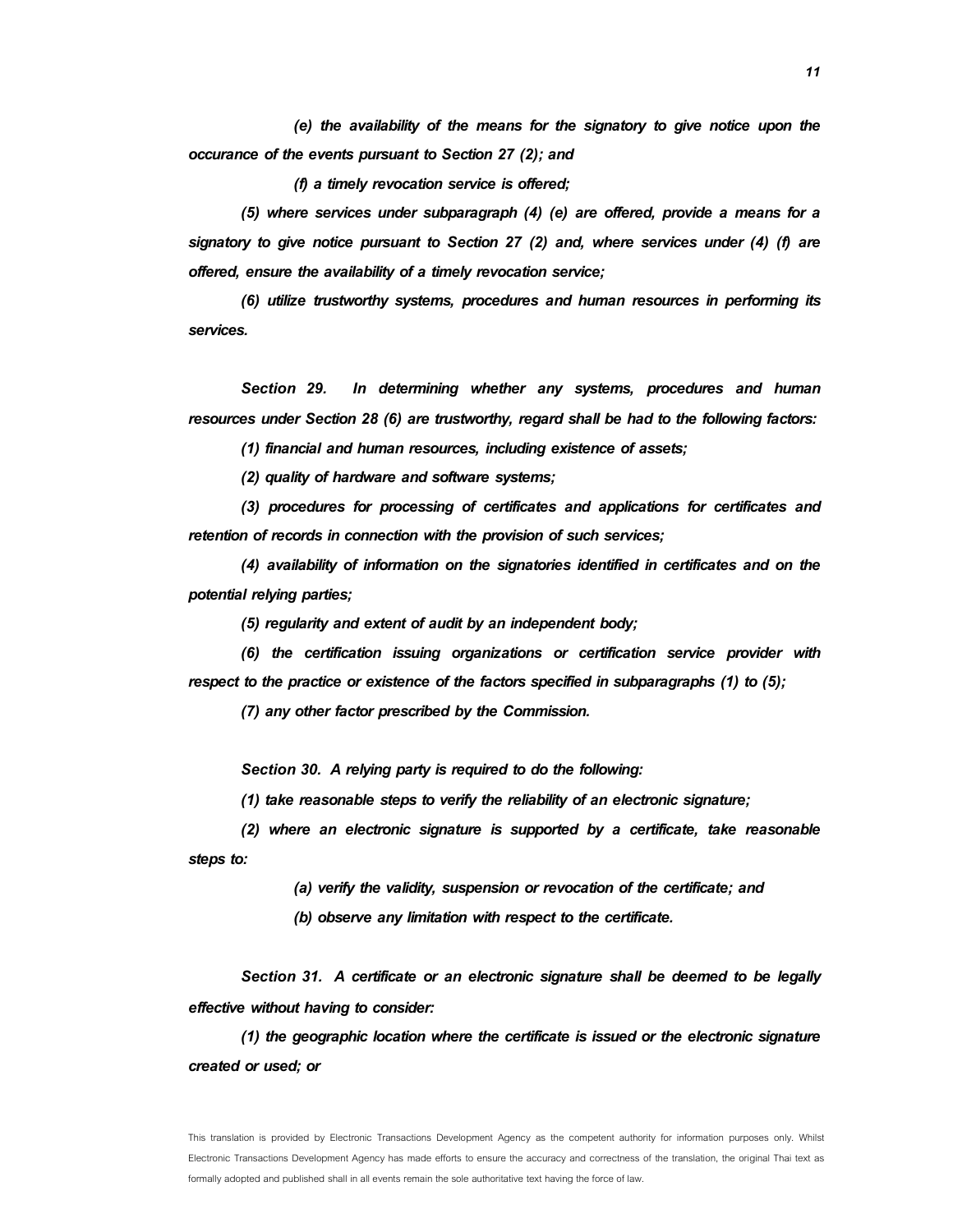*(e) the availability of the means for the signatory to give notice upon the occurance of the events pursuant to Section 27 (2); and*

*(f) a timely revocation service is offered;*

*(5) where services under subparagraph (4) (e) are offered, provide a means for a signatory to give notice pursuant to Section 27 (2) and, where services under (4) (f) are offered, ensure the availability of a timely revocation service;*

*(6) utilize trustworthy systems, procedures and human resources in performing its services.*

*Section 29. In determining whether any systems, procedures and human resources under Section 28 (6) are trustworthy, regard shall be had to the following factors:*

*(1) financial and human resources, including existence of assets;*

*(2) quality of hardware and software systems;*

*(3) procedures for processing of certificates and applications for certificates and retention of records in connection with the provision of such services;*

*(4) availability of information on the signatories identified in certificates and on the potential relying parties;*

*(5) regularity and extent of audit by an independent body;*

*(6) the certification issuing organizations or certification service provider with respect to the practice or existence of the factors specified in subparagraphs (1) to (5);*

*(7) any other factor prescribed by the Commission.*

*Section 30. A relying party is required to do the following:*

*(1) take reasonable steps to verify the reliability of an electronic signature;*

*(2) where an electronic signature is supported by a certificate, take reasonable steps to:*

*(a) verify the validity, suspension or revocation of the certificate; and*

*(b) observe any limitation with respect to the certificate.*

*Section 31. A certificate or an electronic signature shall be deemed to be legally effective without having to consider:*

*(1) the geographic location where the certificate is issued or the electronic signature created or used; or*

This translation is provided by Electronic Transactions Development Agency as the competent authority for information purposes only. Whilst Electronic Transactions Development Agency has made efforts to ensure the accuracy and correctness of the translation, the original Thai text as formally adopted and published shall in all events remain the sole authoritative text having the force of law.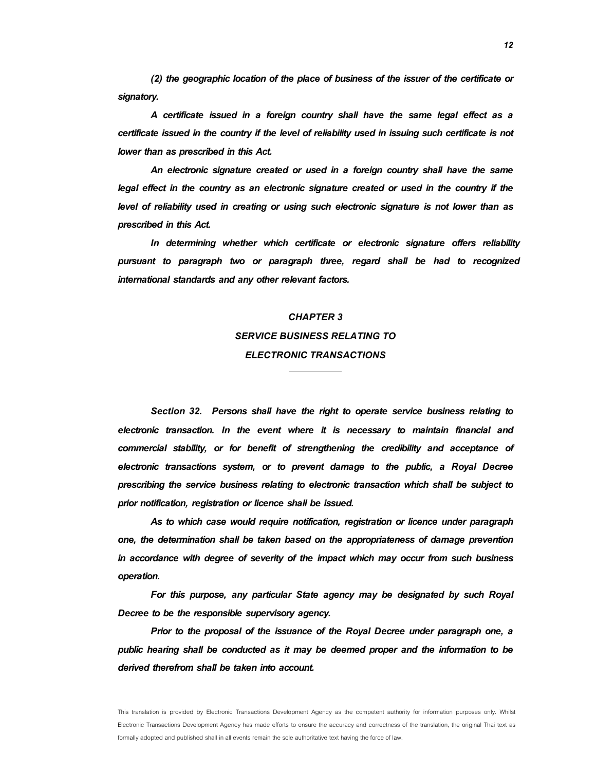*(2) the geographic location of the place of business of the issuer of the certificate or signatory.*

*A certificate issued in a foreign country shall have the same legal effect as a certificate issued in the country if the level of reliability used in issuing such certificate is not lower than as prescribed in this Act.*

*An electronic signature created or used in a foreign country shall have the same legal effect in the country as an electronic signature created or used in the country if the level of reliability used in creating or using such electronic signature is not lower than as prescribed in this Act.*

*In determining whether which certificate or electronic signature offers reliability pursuant to paragraph two or paragraph three, regard shall be had to recognized international standards and any other relevant factors.*

## *CHAPTER 3*
## *SERVICE BUSINESS RELATING TO ELECTRONIC TRANSACTIONS*

---

***Section 32.*** *Persons shall have the right to operate service business relating to electronic transaction. In the event where it is necessary to maintain financial and commercial stability, or for benefit of strengthening the credibility and acceptance of electronic transactions system, or to prevent damage to the public, a Royal Decree prescribing the service business relating to electronic transaction which shall be subject to prior notification, registration or licence shall be issued.*

*As to which case would require notification, registration or licence under paragraph one, the determination shall be taken based on the appropriateness of damage prevention in accordance with degree of severity of the impact which may occur from such business operation.*

*For this purpose, any particular State agency may be designated by such Royal Decree to be the responsible supervisory agency.*

*Prior to the proposal of the issuance of the Royal Decree under paragraph one, a public hearing shall be conducted as it may be deemed proper and the information to be derived therefrom shall be taken into account.*

This translation is provided by Electronic Transactions Development Agency as the competent authority for information purposes only. Whilst Electronic Transactions Development Agency has made efforts to ensure the accuracy and correctness of the translation, the original Thai text as formally adopted and published shall in all events remain the sole authoritative text having the force of law.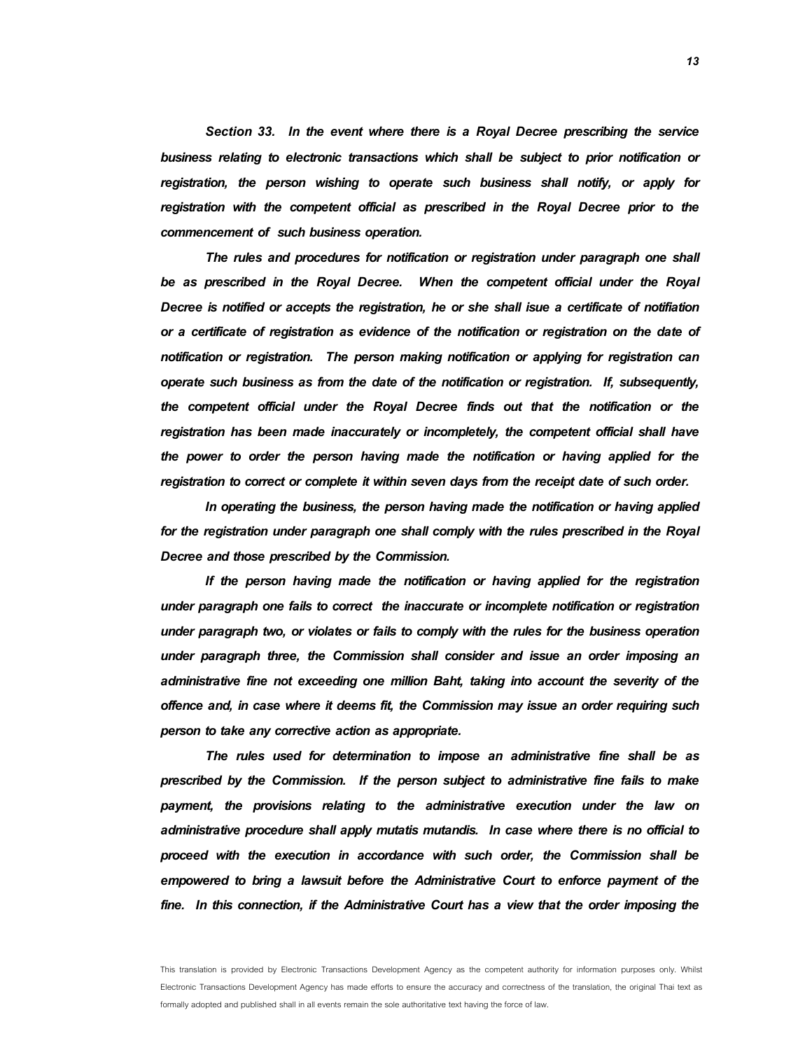*Section 33. In the event where there is a Royal Decree prescribing the service business relating to electronic transactions which shall be subject to prior notification or registration, the person wishing to operate such business shall notify, or apply for registration with the competent official as prescribed in the Royal Decree prior to the commencement of such business operation.*

*The rules and procedures for notification or registration under paragraph one shall be as prescribed in the Royal Decree. When the competent official under the Royal Decree is notified or accepts the registration, he or she shall isue a certificate of notifiation or a certificate of registration as evidence of the notification or registration on the date of notification or registration. The person making notification or applying for registration can operate such business as from the date of the notification or registration. If, subsequently, the competent official under the Royal Decree finds out that the notification or the registration has been made inaccurately or incompletely, the competent official shall have the power to order the person having made the notification or having applied for the registration to correct or complete it within seven days from the receipt date of such order.*

*In operating the business, the person having made the notification or having applied for the registration under paragraph one shall comply with the rules prescribed in the Royal Decree and those prescribed by the Commission.*

*If the person having made the notification or having applied for the registration under paragraph one fails to correct the inaccurate or incomplete notification or registration under paragraph two, or violates or fails to comply with the rules for the business operation under paragraph three, the Commission shall consider and issue an order imposing an administrative fine not exceeding one million Baht, taking into account the severity of the offence and, in case where it deems fit, the Commission may issue an order requiring such person to take any corrective action as appropriate.*

*The rules used for determination to impose an administrative fine shall be as prescribed by the Commission. If the person subject to administrative fine fails to make payment, the provisions relating to the administrative execution under the law on administrative procedure shall apply mutatis mutandis. In case where there is no official to proceed with the execution in accordance with such order, the Commission shall be empowered to bring a lawsuit before the Administrative Court to enforce payment of the fine. In this connection, if the Administrative Court has a view that the order imposing the*

This translation is provided by Electronic Transactions Development Agency as the competent authority for information purposes only. Whilst Electronic Transactions Development Agency has made efforts to ensure the accuracy and correctness of the translation, the original Thai text as formally adopted and published shall in all events remain the sole authoritative text having the force of law.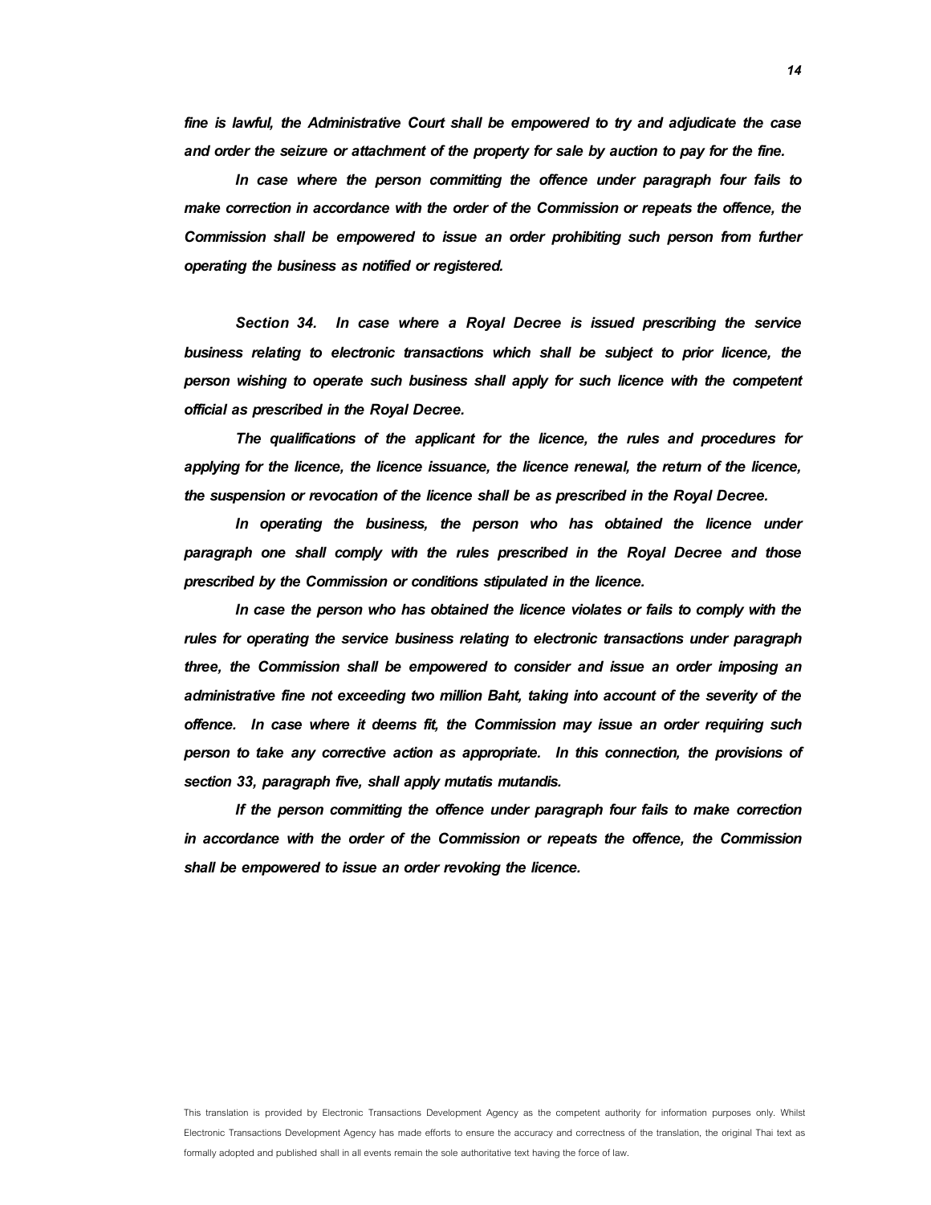***fine is lawful, the Administrative Court shall be empowered to try and adjudicate the case and order the seizure or attachment of the property for sale by auction to pay for the fine.***

***In case where the person committing the offence under paragraph four fails to make correction in accordance with the order of the Commission or repeats the offence, the Commission shall be empowered to issue an order prohibiting such person from further operating the business as notified or registered.***

***Section 34. In case where a Royal Decree is issued prescribing the service business relating to electronic transactions which shall be subject to prior licence, the person wishing to operate such business shall apply for such licence with the competent official as prescribed in the Royal Decree.***

***The qualifications of the applicant for the licence, the rules and procedures for applying for the licence, the licence issuance, the licence renewal, the return of the licence, the suspension or revocation of the licence shall be as prescribed in the Royal Decree.***

***In operating the business, the person who has obtained the licence under paragraph one shall comply with the rules prescribed in the Royal Decree and those prescribed by the Commission or conditions stipulated in the licence.***

***In case the person who has obtained the licence violates or fails to comply with the rules for operating the service business relating to electronic transactions under paragraph three, the Commission shall be empowered to consider and issue an order imposing an administrative fine not exceeding two million Baht, taking into account of the severity of the offence. In case where it deems fit, the Commission may issue an order requiring such person to take any corrective action as appropriate. In this connection, the provisions of section 33, paragraph five, shall apply mutatis mutandis.***

***If the person committing the offence under paragraph four fails to make correction in accordance with the order of the Commission or repeats the offence, the Commission shall be empowered to issue an order revoking the licence.***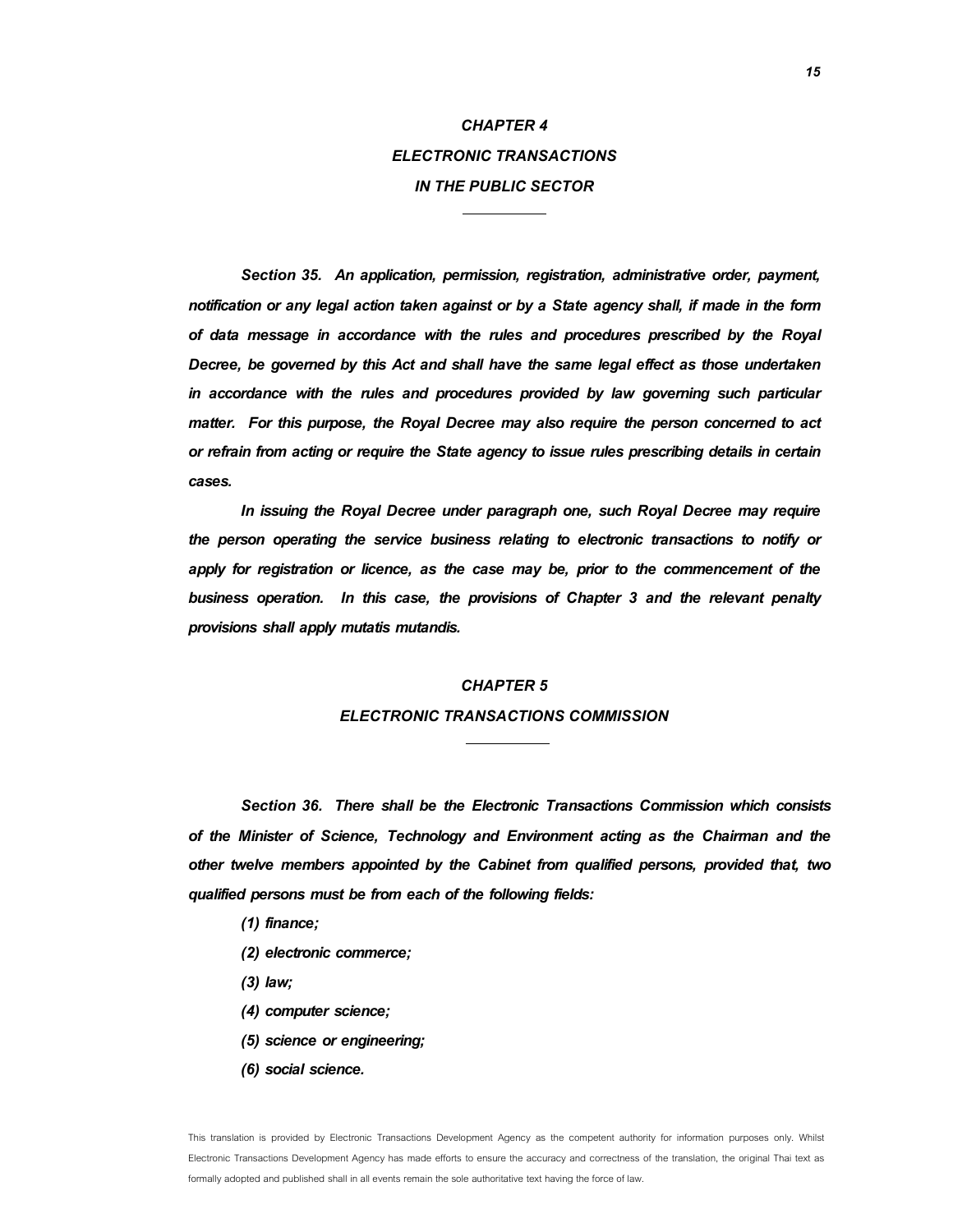## *CHAPTER 4*
## *ELECTRONIC TRANSACTIONS*
## *IN THE PUBLIC SECTOR*

***Section 35. An application, permission, registration, administrative order, payment, notification or any legal action taken against or by a State agency shall, if made in the form of data message in accordance with the rules and procedures prescribed by the Royal Decree, be governed by this Act and shall have the same legal effect as those undertaken in accordance with the rules and procedures provided by law governing such particular matter. For this purpose, the Royal Decree may also require the person concerned to act or refrain from acting or require the State agency to issue rules prescribing details in certain cases.***

***In issuing the Royal Decree under paragraph one, such Royal Decree may require the person operating the service business relating to electronic transactions to notify or apply for registration or licence, as the case may be, prior to the commencement of the business operation. In this case, the provisions of Chapter 3 and the relevant penalty provisions shall apply mutatis mutandis.***

## *CHAPTER 5*
## *ELECTRONIC TRANSACTIONS COMMISSION*

***Section 36. There shall be the Electronic Transactions Commission which consists of the Minister of Science, Technology and Environment acting as the Chairman and the other twelve members appointed by the Cabinet from qualified persons, provided that, two qualified persons must be from each of the following fields:***

***(1) finance;***

***(2) electronic commerce;***

***(3) law;***

***(4) computer science;***

***(5) science or engineering;***

***(6) social science.***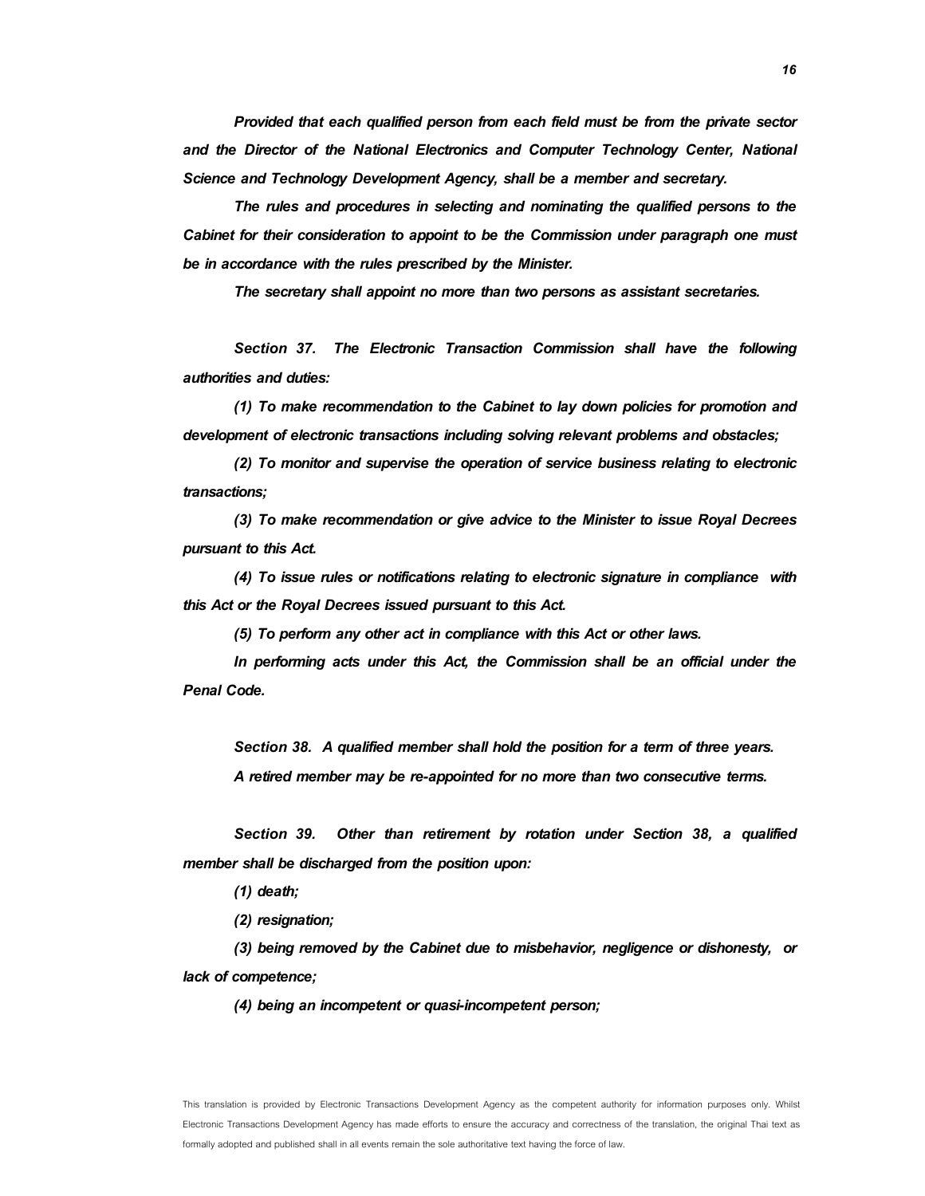*Provided that each qualified person from each field must be from the private sector and the Director of the National Electronics and Computer Technology Center, National Science and Technology Development Agency, shall be a member and secretary.*

*The rules and procedures in selecting and nominating the qualified persons to the Cabinet for their consideration to appoint to be the Commission under paragraph one must be in accordance with the rules prescribed by the Minister.*

*The secretary shall appoint no more than two persons as assistant secretaries.*

***Section 37.** The Electronic Transaction Commission shall have the following authorities and duties:*

*(1) To make recommendation to the Cabinet to lay down policies for promotion and development of electronic transactions including solving relevant problems and obstacles;*

*(2) To monitor and supervise the operation of service business relating to electronic transactions;*

*(3) To make recommendation or give advice to the Minister to issue Royal Decrees pursuant to this Act.*

*(4) To issue rules or notifications relating to electronic signature in compliance with this Act or the Royal Decrees issued pursuant to this Act.*

*(5) To perform any other act in compliance with this Act or other laws.*

*In performing acts under this Act, the Commission shall be an official under the Penal Code.*

***Section 38.** A qualified member shall hold the position for a term of three years.*

*A retired member may be re-appointed for no more than two consecutive terms.*

***Section 39.** Other than retirement by rotation under Section 38, a qualified member shall be discharged from the position upon:*

*(1) death;*

*(2) resignation;*

*(3) being removed by the Cabinet due to misbehavior, negligence or dishonesty, or lack of competence;*

*(4) being an incompetent or quasi-incompetent person;*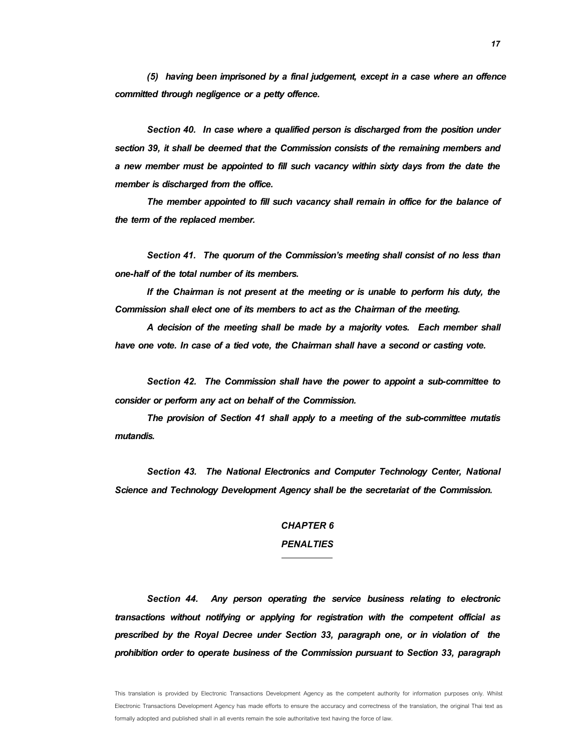*(5) having been imprisoned by a final judgement, except in a case where an offence committed through negligence or a petty offence.*

*Section 40. In case where a qualified person is discharged from the position under section 39, it shall be deemed that the Commission consists of the remaining members and a new member must be appointed to fill such vacancy within sixty days from the date the member is discharged from the office.*

*The member appointed to fill such vacancy shall remain in office for the balance of the term of the replaced member.*

*Section 41. The quorum of the Commission's meeting shall consist of no less than one-half of the total number of its members.*

*If the Chairman is not present at the meeting or is unable to perform his duty, the Commission shall elect one of its members to act as the Chairman of the meeting.*

*A decision of the meeting shall be made by a majority votes. Each member shall have one vote. In case of a tied vote, the Chairman shall have a second or casting vote.*

*Section 42. The Commission shall have the power to appoint a sub-committee to consider or perform any act on behalf of the Commission.*

*The provision of Section 41 shall apply to a meeting of the sub-committee mutatis mutandis.*

*Section 43. The National Electronics and Computer Technology Center, National Science and Technology Development Agency shall be the secretariat of the Commission.*

## *CHAPTER 6*
## *PENALTIES*

*Section 44. Any person operating the service business relating to electronic transactions without notifying or applying for registration with the competent official as prescribed by the Royal Decree under Section 33, paragraph one, or in violation of the prohibition order to operate business of the Commission pursuant to Section 33, paragraph*

This translation is provided by Electronic Transactions Development Agency as the competent authority for information purposes only. Whilst Electronic Transactions Development Agency has made efforts to ensure the accuracy and correctness of the translation, the original Thai text as formally adopted and published shall in all events remain the sole authoritative text having the force of law.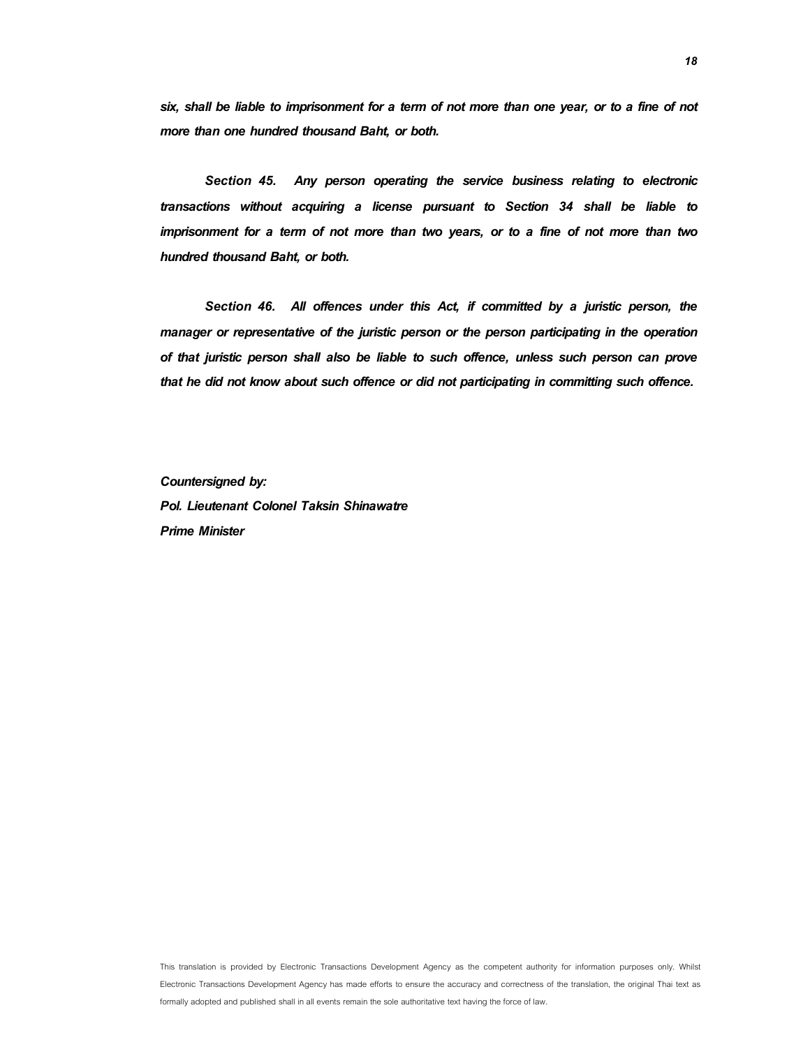*six, shall be liable to imprisonment for a term of not more than one year, or to a fine of not more than one hundred thousand Baht, or both.*

*Section 45. Any person operating the service business relating to electronic transactions without acquiring a license pursuant to Section 34 shall be liable to imprisonment for a term of not more than two years, or to a fine of not more than two hundred thousand Baht, or both.*

*Section 46. All offences under this Act, if committed by a juristic person, the manager or representative of the juristic person or the person participating in the operation of that juristic person shall also be liable to such offence, unless such person can prove that he did not know about such offence or did not participating in committing such offence.*

*Countersigned by:*
*Pol. Lieutenant Colonel Taksin Shinawatre*
*Prime Minister*

This translation is provided by Electronic Transactions Development Agency as the competent authority for information purposes only. Whilst Electronic Transactions Development Agency has made efforts to ensure the accuracy and correctness of the translation, the original Thai text as formally adopted and published shall in all events remain the sole authoritative text having the force of law.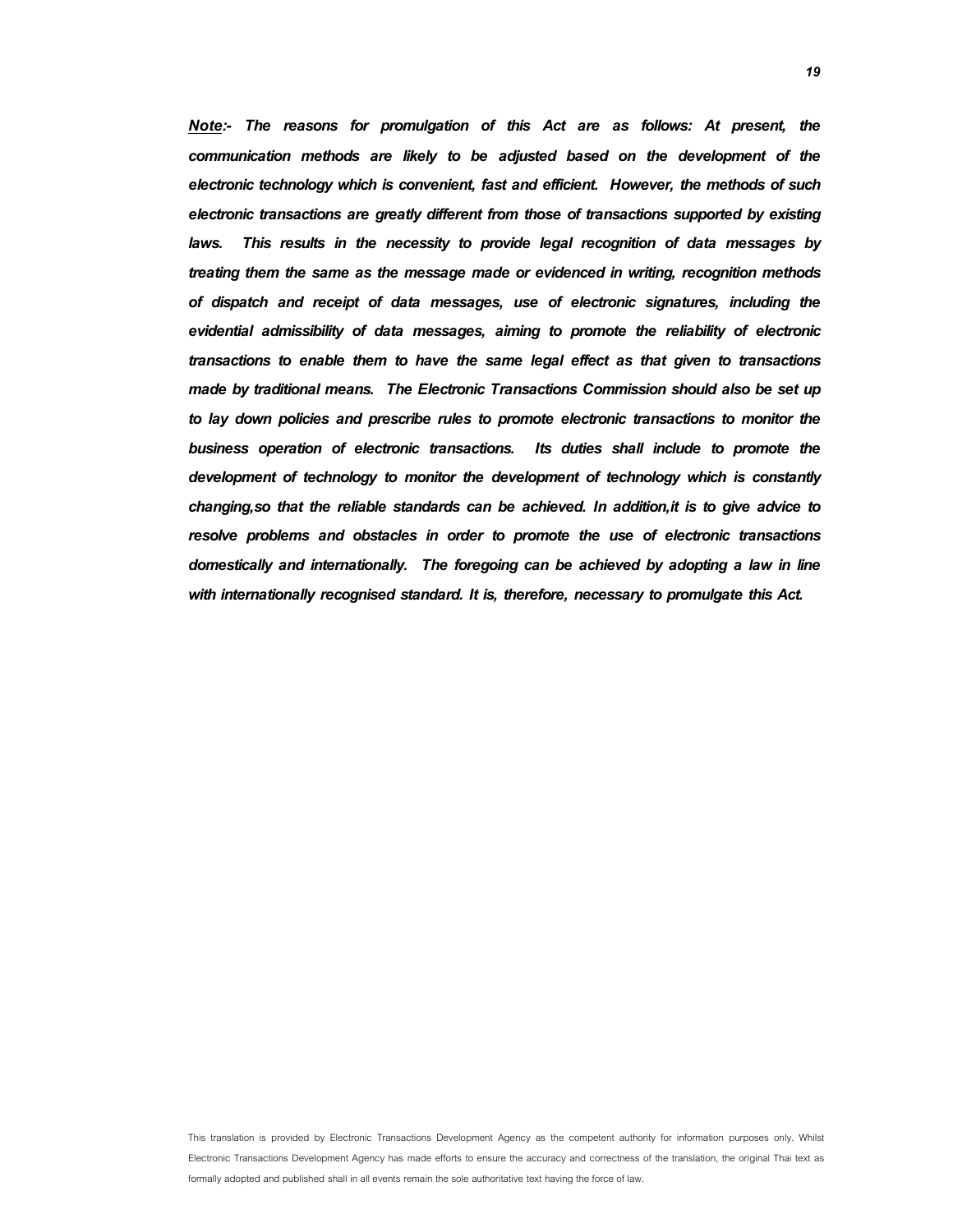***Note:- The reasons for promulgation of this Act are as follows: At present, the communication methods are likely to be adjusted based on the development of the electronic technology which is convenient, fast and efficient. However, the methods of such electronic transactions are greatly different from those of transactions supported by existing laws. This results in the necessity to provide legal recognition of data messages by treating them the same as the message made or evidenced in writing, recognition methods of dispatch and receipt of data messages, use of electronic signatures, including the evidential admissibility of data messages, aiming to promote the reliability of electronic transactions to enable them to have the same legal effect as that given to transactions made by traditional means. The Electronic Transactions Commission should also be set up to lay down policies and prescribe rules to promote electronic transactions to monitor the business operation of electronic transactions. Its duties shall include to promote the development of technology to monitor the development of technology which is constantly changing,so that the reliable standards can be achieved. In addition,it is to give advice to resolve problems and obstacles in order to promote the use of electronic transactions domestically and internationally. The foregoing can be achieved by adopting a law in line with internationally recognised standard. It is, therefore, necessary to promulgate this Act.***

This translation is provided by Electronic Transactions Development Agency as the competent authority for information purposes only. Whilst Electronic Transactions Development Agency has made efforts to ensure the accuracy and correctness of the translation, the original Thai text as formally adopted and published shall in all events remain the sole authoritative text having the force of law.